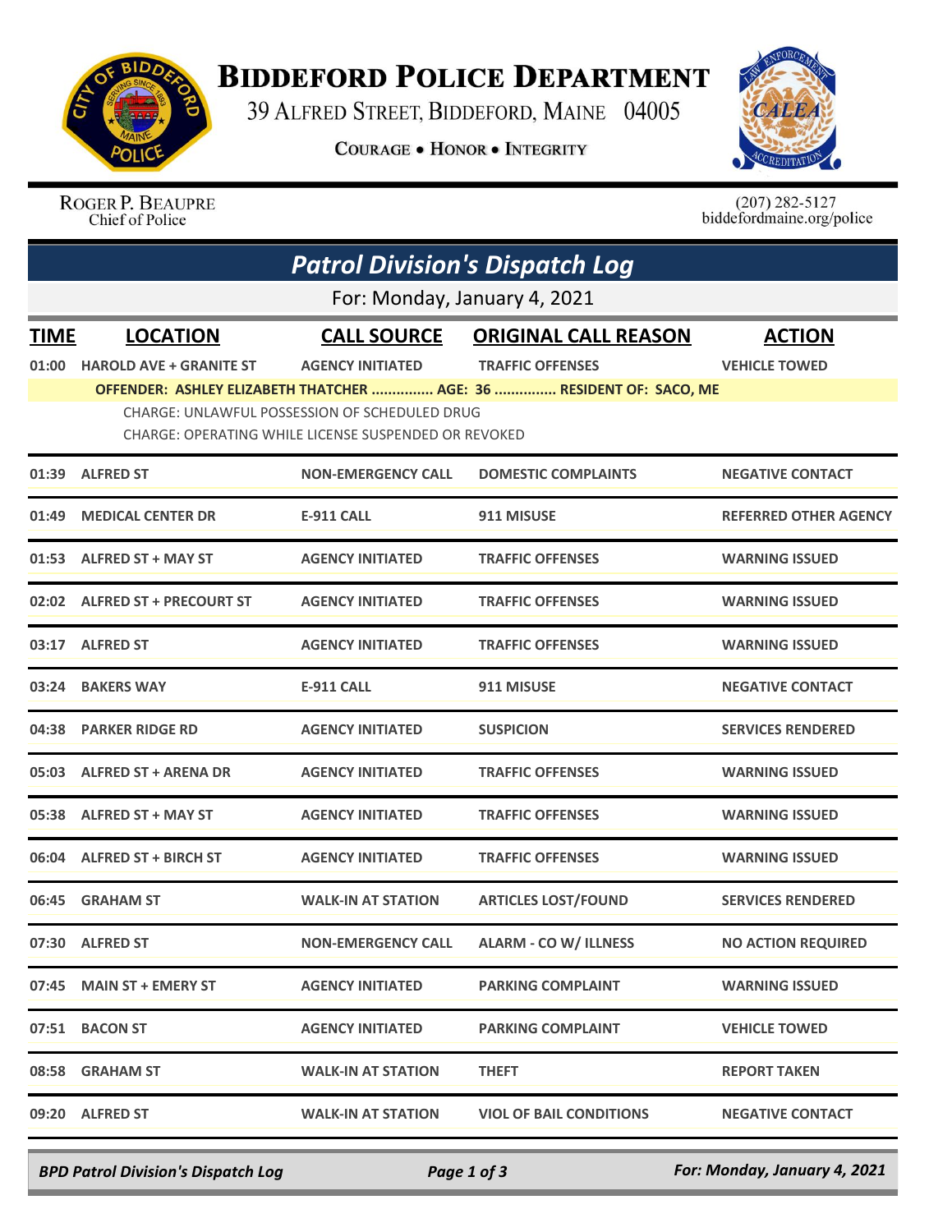# Biddeford Police Department

39 Alfred Street, Biddeford, Maine 04005

Courage • Honor • Integrity

Roger P. Beaupre
Chief of Police

(207) 282-5127
biddefordmaine.org/police

## *Patrol Division's Dispatch Log*

For: Monday, January 4, 2021

| TIME | LOCATION | CALL SOURCE | ORIGINAL CALL REASON | ACTION |
|---|---|---|---|---|
| 01:00 | HAROLD AVE + GRANITE ST | AGENCY INITIATED | TRAFFIC OFFENSES | VEHICLE TOWED |
| | OFFENDER: ASHLEY ELIZABETH THATCHER ............... AGE: 36 ............... RESIDENT OF: SACO, ME<br>CHARGE: UNLAWFUL POSSESSION OF SCHEDULED DRUG<br>CHARGE: OPERATING WHILE LICENSE SUSPENDED OR REVOKED | | | |
| 01:39 | ALFRED ST | NON-EMERGENCY CALL | DOMESTIC COMPLAINTS | NEGATIVE CONTACT |
| 01:49 | MEDICAL CENTER DR | E-911 CALL | 911 MISUSE | REFERRED OTHER AGENCY |
| 01:53 | ALFRED ST + MAY ST | AGENCY INITIATED | TRAFFIC OFFENSES | WARNING ISSUED |
| 02:02 | ALFRED ST + PRECOURT ST | AGENCY INITIATED | TRAFFIC OFFENSES | WARNING ISSUED |
| 03:17 | ALFRED ST | AGENCY INITIATED | TRAFFIC OFFENSES | WARNING ISSUED |
| 03:24 | BAKERS WAY | E-911 CALL | 911 MISUSE | NEGATIVE CONTACT |
| 04:38 | PARKER RIDGE RD | AGENCY INITIATED | SUSPICION | SERVICES RENDERED |
| 05:03 | ALFRED ST + ARENA DR | AGENCY INITIATED | TRAFFIC OFFENSES | WARNING ISSUED |
| 05:38 | ALFRED ST + MAY ST | AGENCY INITIATED | TRAFFIC OFFENSES | WARNING ISSUED |
| 06:04 | ALFRED ST + BIRCH ST | AGENCY INITIATED | TRAFFIC OFFENSES | WARNING ISSUED |
| 06:45 | GRAHAM ST | WALK-IN AT STATION | ARTICLES LOST/FOUND | SERVICES RENDERED |
| 07:30 | ALFRED ST | NON-EMERGENCY CALL | ALARM - CO W/ ILLNESS | NO ACTION REQUIRED |
| 07:45 | MAIN ST + EMERY ST | AGENCY INITIATED | PARKING COMPLAINT | WARNING ISSUED |
| 07:51 | BACON ST | AGENCY INITIATED | PARKING COMPLAINT | VEHICLE TOWED |
| 08:58 | GRAHAM ST | WALK-IN AT STATION | THEFT | REPORT TAKEN |
| 09:20 | ALFRED ST | WALK-IN AT STATION | VIOL OF BAIL CONDITIONS | NEGATIVE CONTACT |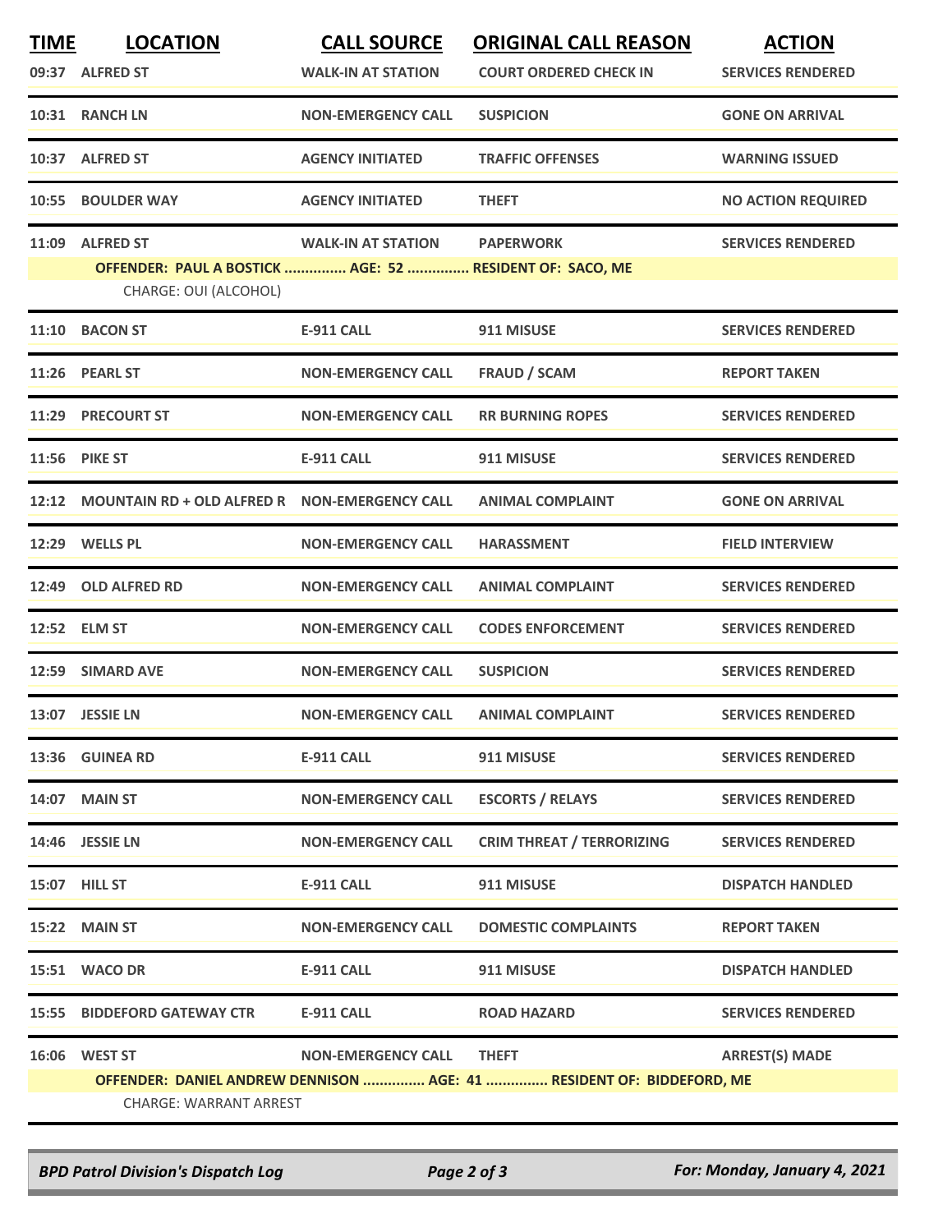| TIME | LOCATION | CALL SOURCE | ORIGINAL CALL REASON | ACTION |
|---|---|---|---|---|
| 09:37 | ALFRED ST | WALK-IN AT STATION | COURT ORDERED CHECK IN | SERVICES RENDERED |
| 10:31 | RANCH LN | NON-EMERGENCY CALL | SUSPICION | GONE ON ARRIVAL |
| 10:37 | ALFRED ST | AGENCY INITIATED | TRAFFIC OFFENSES | WARNING ISSUED |
| 10:55 | BOULDER WAY | AGENCY INITIATED | THEFT | NO ACTION REQUIRED |
| 11:09 | ALFRED ST | WALK-IN AT STATION | PAPERWORK | SERVICES RENDERED |
| | OFFENDER: PAUL A BOSTICK ............... AGE: 52 ............... RESIDENT OF: SACO, ME | | | |
| | CHARGE: OUI (ALCOHOL) | | | |
| 11:10 | BACON ST | E-911 CALL | 911 MISUSE | SERVICES RENDERED |
| 11:26 | PEARL ST | NON-EMERGENCY CALL | FRAUD / SCAM | REPORT TAKEN |
| 11:29 | PRECOURT ST | NON-EMERGENCY CALL | RR BURNING ROPES | SERVICES RENDERED |
| 11:56 | PIKE ST | E-911 CALL | 911 MISUSE | SERVICES RENDERED |
| 12:12 | MOUNTAIN RD + OLD ALFRED R | NON-EMERGENCY CALL | ANIMAL COMPLAINT | GONE ON ARRIVAL |
| 12:29 | WELLS PL | NON-EMERGENCY CALL | HARASSMENT | FIELD INTERVIEW |
| 12:49 | OLD ALFRED RD | NON-EMERGENCY CALL | ANIMAL COMPLAINT | SERVICES RENDERED |
| 12:52 | ELM ST | NON-EMERGENCY CALL | CODES ENFORCEMENT | SERVICES RENDERED |
| 12:59 | SIMARD AVE | NON-EMERGENCY CALL | SUSPICION | SERVICES RENDERED |
| 13:07 | JESSIE LN | NON-EMERGENCY CALL | ANIMAL COMPLAINT | SERVICES RENDERED |
| 13:36 | GUINEA RD | E-911 CALL | 911 MISUSE | SERVICES RENDERED |
| 14:07 | MAIN ST | NON-EMERGENCY CALL | ESCORTS / RELAYS | SERVICES RENDERED |
| 14:46 | JESSIE LN | NON-EMERGENCY CALL | CRIM THREAT / TERRORIZING | SERVICES RENDERED |
| 15:07 | HILL ST | E-911 CALL | 911 MISUSE | DISPATCH HANDLED |
| 15:22 | MAIN ST | NON-EMERGENCY CALL | DOMESTIC COMPLAINTS | REPORT TAKEN |
| 15:51 | WACO DR | E-911 CALL | 911 MISUSE | DISPATCH HANDLED |
| 15:55 | BIDDEFORD GATEWAY CTR | E-911 CALL | ROAD HAZARD | SERVICES RENDERED |
| 16:06 | WEST ST | NON-EMERGENCY CALL | THEFT | ARREST(S) MADE |
| | OFFENDER: DANIEL ANDREW DENNISON ............... AGE: 41 ............... RESIDENT OF: BIDDEFORD, ME | | | |
| | CHARGE: WARRANT ARREST | | | |

*BPD Patrol Division's Dispatch Log* — *For: Monday, January 4, 2021*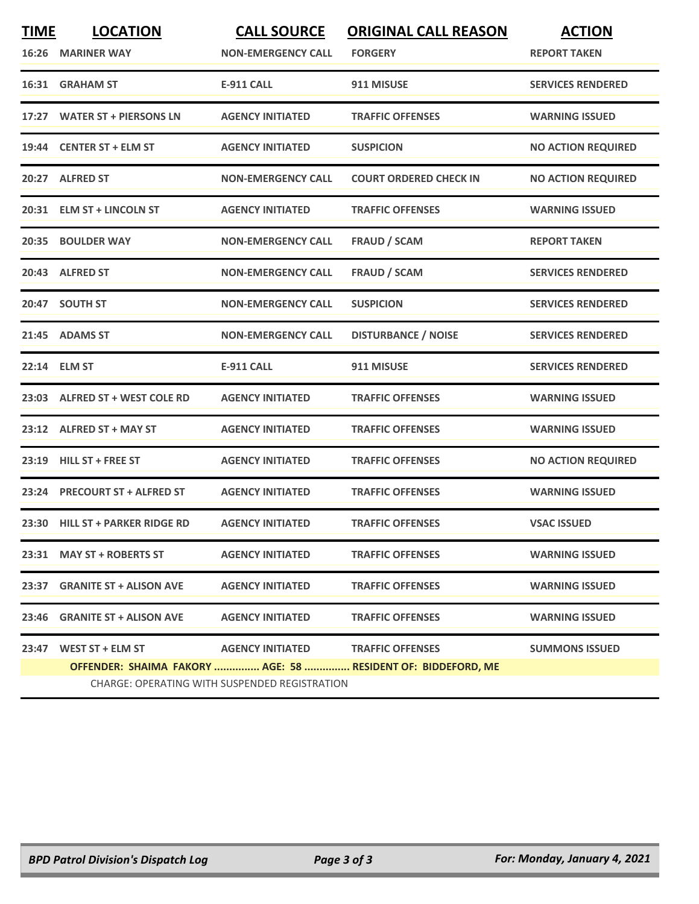| TIME | LOCATION | CALL SOURCE | ORIGINAL CALL REASON | ACTION |
|---|---|---|---|---|
| 16:26 | MARINER WAY | NON-EMERGENCY CALL | FORGERY | REPORT TAKEN |
| 16:31 | GRAHAM ST | E-911 CALL | 911 MISUSE | SERVICES RENDERED |
| 17:27 | WATER ST + PIERSONS LN | AGENCY INITIATED | TRAFFIC OFFENSES | WARNING ISSUED |
| 19:44 | CENTER ST + ELM ST | AGENCY INITIATED | SUSPICION | NO ACTION REQUIRED |
| 20:27 | ALFRED ST | NON-EMERGENCY CALL | COURT ORDERED CHECK IN | NO ACTION REQUIRED |
| 20:31 | ELM ST + LINCOLN ST | AGENCY INITIATED | TRAFFIC OFFENSES | WARNING ISSUED |
| 20:35 | BOULDER WAY | NON-EMERGENCY CALL | FRAUD / SCAM | REPORT TAKEN |
| 20:43 | ALFRED ST | NON-EMERGENCY CALL | FRAUD / SCAM | SERVICES RENDERED |
| 20:47 | SOUTH ST | NON-EMERGENCY CALL | SUSPICION | SERVICES RENDERED |
| 21:45 | ADAMS ST | NON-EMERGENCY CALL | DISTURBANCE / NOISE | SERVICES RENDERED |
| 22:14 | ELM ST | E-911 CALL | 911 MISUSE | SERVICES RENDERED |
| 23:03 | ALFRED ST + WEST COLE RD | AGENCY INITIATED | TRAFFIC OFFENSES | WARNING ISSUED |
| 23:12 | ALFRED ST + MAY ST | AGENCY INITIATED | TRAFFIC OFFENSES | WARNING ISSUED |
| 23:19 | HILL ST + FREE ST | AGENCY INITIATED | TRAFFIC OFFENSES | NO ACTION REQUIRED |
| 23:24 | PRECOURT ST + ALFRED ST | AGENCY INITIATED | TRAFFIC OFFENSES | WARNING ISSUED |
| 23:30 | HILL ST + PARKER RIDGE RD | AGENCY INITIATED | TRAFFIC OFFENSES | VSAC ISSUED |
| 23:31 | MAY ST + ROBERTS ST | AGENCY INITIATED | TRAFFIC OFFENSES | WARNING ISSUED |
| 23:37 | GRANITE ST + ALISON AVE | AGENCY INITIATED | TRAFFIC OFFENSES | WARNING ISSUED |
| 23:46 | GRANITE ST + ALISON AVE | AGENCY INITIATED | TRAFFIC OFFENSES | WARNING ISSUED |
| 23:47 | WEST ST + ELM ST | AGENCY INITIATED | TRAFFIC OFFENSES | SUMMONS ISSUED |

**OFFENDER: SHAIMA FAKORY ............... AGE: 58 ............... RESIDENT OF: BIDDEFORD, ME**

CHARGE: OPERATING WITH SUSPENDED REGISTRATION

*BPD Patrol Division's Dispatch Log* | *For: Monday, January 4, 2021*